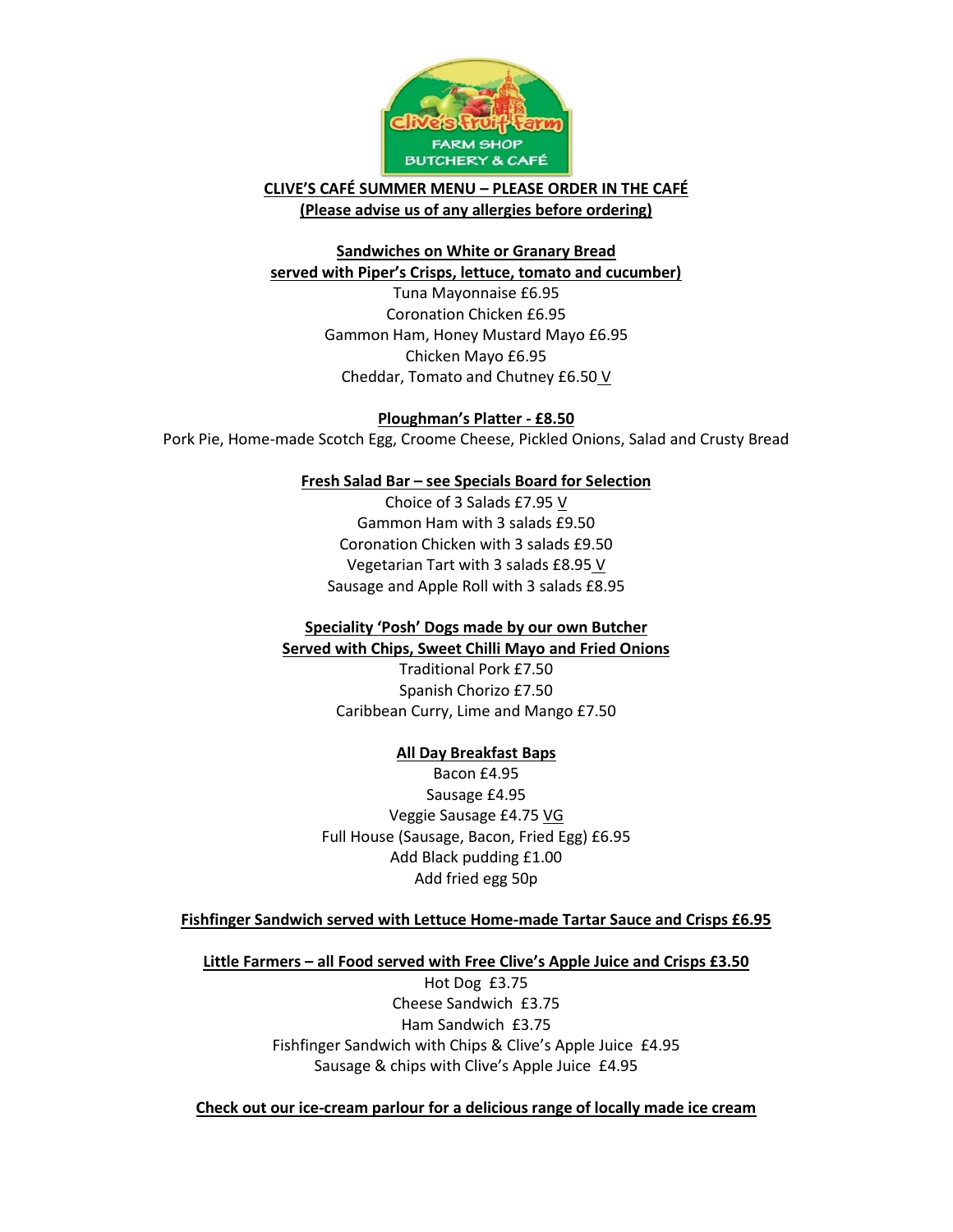**CLIVE'S CAFÉ SUMMER MENU – PLEASE ORDER IN THE CAFÉ**

**(Please advise us of any allergies before ordering)**

## Sandwiches on White or Granary Bread served with Piper's Crisps, lettuce, tomato and cucumber)

Tuna Mayonnaise £6.95
Coronation Chicken £6.95
Gammon Ham, Honey Mustard Mayo £6.95
Chicken Mayo £6.95
Cheddar, Tomato and Chutney £6.50 V

## Ploughman's Platter - £8.50

Pork Pie, Home-made Scotch Egg, Croome Cheese, Pickled Onions, Salad and Crusty Bread

## Fresh Salad Bar – see Specials Board for Selection

Choice of 3 Salads £7.95 V
Gammon Ham with 3 salads £9.50
Coronation Chicken with 3 salads £9.50
Vegetarian Tart with 3 salads £8.95 V
Sausage and Apple Roll with 3 salads £8.95

## Speciality 'Posh' Dogs made by our own Butcher Served with Chips, Sweet Chilli Mayo and Fried Onions

Traditional Pork £7.50
Spanish Chorizo £7.50
Caribbean Curry, Lime and Mango £7.50

## All Day Breakfast Baps

Bacon £4.95
Sausage £4.95
Veggie Sausage £4.75 VG
Full House (Sausage, Bacon, Fried Egg) £6.95
Add Black pudding £1.00
Add fried egg 50p

## Fishfinger Sandwich served with Lettuce Home-made Tartar Sauce and Crisps £6.95

## Little Farmers – all Food served with Free Clive's Apple Juice and Crisps £3.50

Hot Dog £3.75
Cheese Sandwich £3.75
Ham Sandwich £3.75
Fishfinger Sandwich with Chips & Clive's Apple Juice £4.95
Sausage & chips with Clive's Apple Juice £4.95

**Check out our ice-cream parlour for a delicious range of locally made ice cream**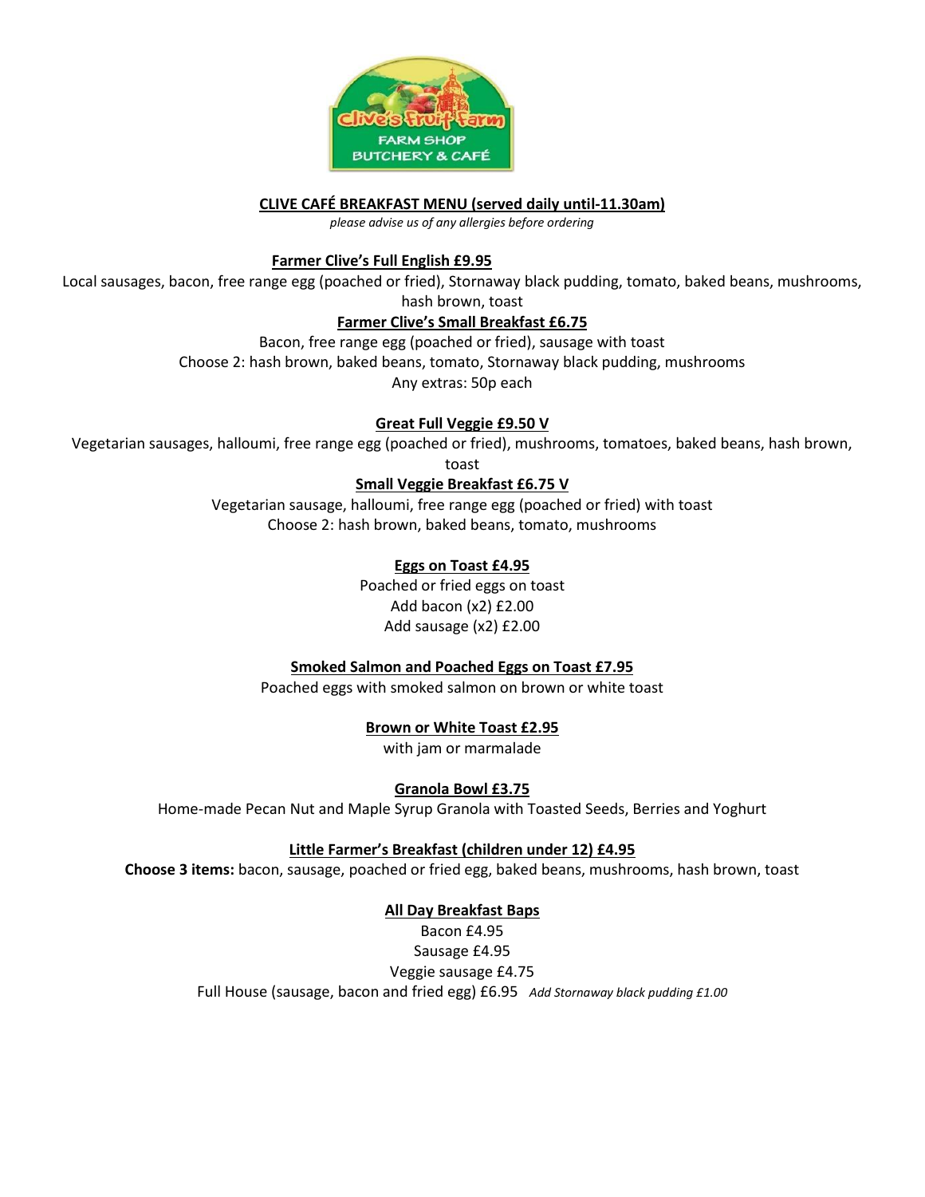**CLIVE CAFÉ BREAKFAST MENU (served daily until-11.30am)**

*please advise us of any allergies before ordering*

**Farmer Clive's Full English £9.95**

Local sausages, bacon, free range egg (poached or fried), Stornaway black pudding, tomato, baked beans, mushrooms, hash brown, toast

**Farmer Clive's Small Breakfast £6.75**

Bacon, free range egg (poached or fried), sausage with toast

Choose 2: hash brown, baked beans, tomato, Stornaway black pudding, mushrooms

Any extras: 50p each

**Great Full Veggie £9.50 V**

Vegetarian sausages, halloumi, free range egg (poached or fried), mushrooms, tomatoes, baked beans, hash brown, toast

**Small Veggie Breakfast £6.75 V**

Vegetarian sausage, halloumi, free range egg (poached or fried) with toast

Choose 2: hash brown, baked beans, tomato, mushrooms

**Eggs on Toast £4.95**

Poached or fried eggs on toast

Add bacon (x2) £2.00

Add sausage (x2) £2.00

**Smoked Salmon and Poached Eggs on Toast £7.95**

Poached eggs with smoked salmon on brown or white toast

**Brown or White Toast £2.95**

with jam or marmalade

**Granola Bowl £3.75**

Home-made Pecan Nut and Maple Syrup Granola with Toasted Seeds, Berries and Yoghurt

**Little Farmer's Breakfast (children under 12) £4.95**

**Choose 3 items:** bacon, sausage, poached or fried egg, baked beans, mushrooms, hash brown, toast

**All Day Breakfast Baps**

Bacon £4.95

Sausage £4.95

Veggie sausage £4.75

Full House (sausage, bacon and fried egg) £6.95 *Add Stornaway black pudding £1.00*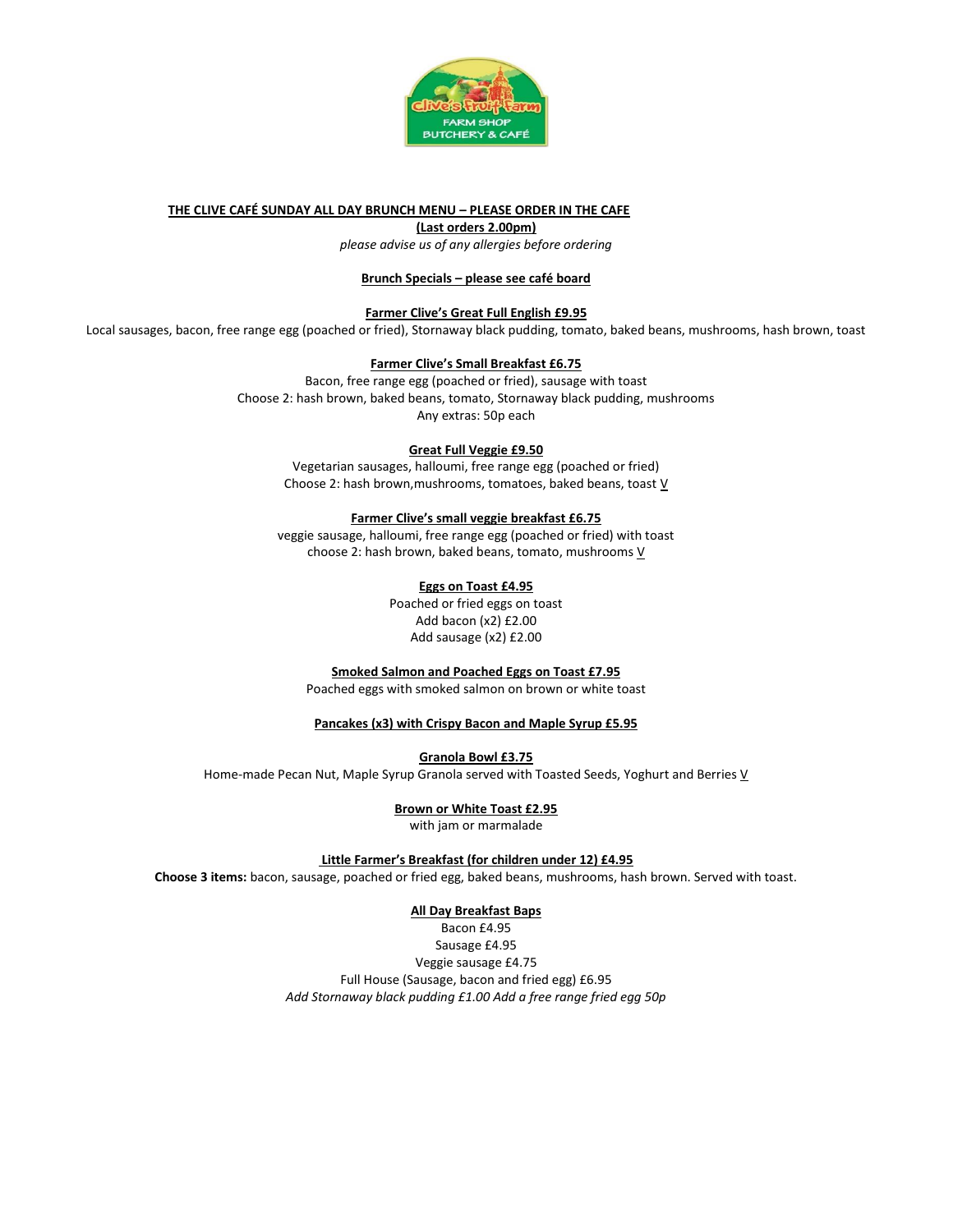**THE CLIVE CAFÉ SUNDAY ALL DAY BRUNCH MENU – PLEASE ORDER IN THE CAFE**

**(Last orders 2.00pm)**

*please advise us of any allergies before ordering*

**Brunch Specials – please see café board**

**Farmer Clive's Great Full English £9.95**

Local sausages, bacon, free range egg (poached or fried), Stornaway black pudding, tomato, baked beans, mushrooms, hash brown, toast

**Farmer Clive's Small Breakfast £6.75**

Bacon, free range egg (poached or fried), sausage with toast
Choose 2: hash brown, baked beans, tomato, Stornaway black pudding, mushrooms
Any extras: 50p each

**Great Full Veggie £9.50**

Vegetarian sausages, halloumi, free range egg (poached or fried)
Choose 2: hash brown,mushrooms, tomatoes, baked beans, toast V

**Farmer Clive's small veggie breakfast £6.75**

veggie sausage, halloumi, free range egg (poached or fried) with toast
choose 2: hash brown, baked beans, tomato, mushrooms V

**Eggs on Toast £4.95**

Poached or fried eggs on toast
Add bacon (x2) £2.00
Add sausage (x2) £2.00

**Smoked Salmon and Poached Eggs on Toast £7.95**

Poached eggs with smoked salmon on brown or white toast

**Pancakes (x3) with Crispy Bacon and Maple Syrup £5.95**

**Granola Bowl £3.75**

Home-made Pecan Nut, Maple Syrup Granola served with Toasted Seeds, Yoghurt and Berries V

**Brown or White Toast £2.95**

with jam or marmalade

**Little Farmer's Breakfast (for children under 12) £4.95**

**Choose 3 items:** bacon, sausage, poached or fried egg, baked beans, mushrooms, hash brown. Served with toast.

**All Day Breakfast Baps**

Bacon £4.95
Sausage £4.95
Veggie sausage £4.75
Full House (Sausage, bacon and fried egg) £6.95
*Add Stornaway black pudding £1.00 Add a free range fried egg 50p*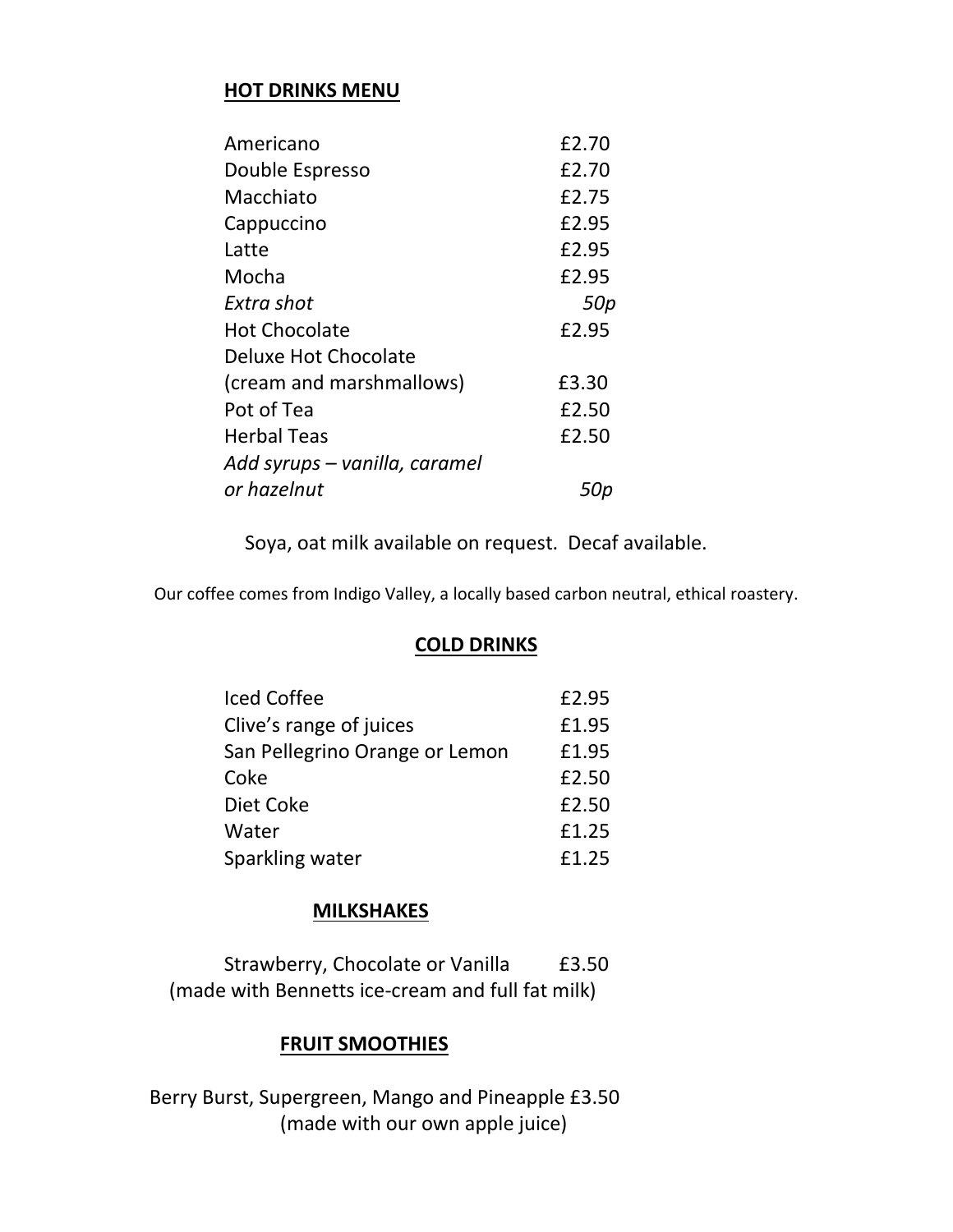## HOT DRINKS MENU

| | |
|---|---|
| Americano | £2.70 |
| Double Espresso | £2.70 |
| Macchiato | £2.75 |
| Cappuccino | £2.95 |
| Latte | £2.95 |
| Mocha | £2.95 |
| *Extra shot* | *50p* |
| Hot Chocolate | £2.95 |
| Deluxe Hot Chocolate (cream and marshmallows) | £3.30 |
| Pot of Tea | £2.50 |
| Herbal Teas | £2.50 |
| *Add syrups – vanilla, caramel or hazelnut* | *50p* |

Soya, oat milk available on request. Decaf available.

Our coffee comes from Indigo Valley, a locally based carbon neutral, ethical roastery.

## COLD DRINKS

| | |
|---|---|
| Iced Coffee | £2.95 |
| Clive's range of juices | £1.95 |
| San Pellegrino Orange or Lemon | £1.95 |
| Coke | £2.50 |
| Diet Coke | £2.50 |
| Water | £1.25 |
| Sparkling water | £1.25 |

## MILKSHAKES

Strawberry, Chocolate or Vanilla £3.50
(made with Bennetts ice-cream and full fat milk)

## FRUIT SMOOTHIES

Berry Burst, Supergreen, Mango and Pineapple £3.50
(made with our own apple juice)